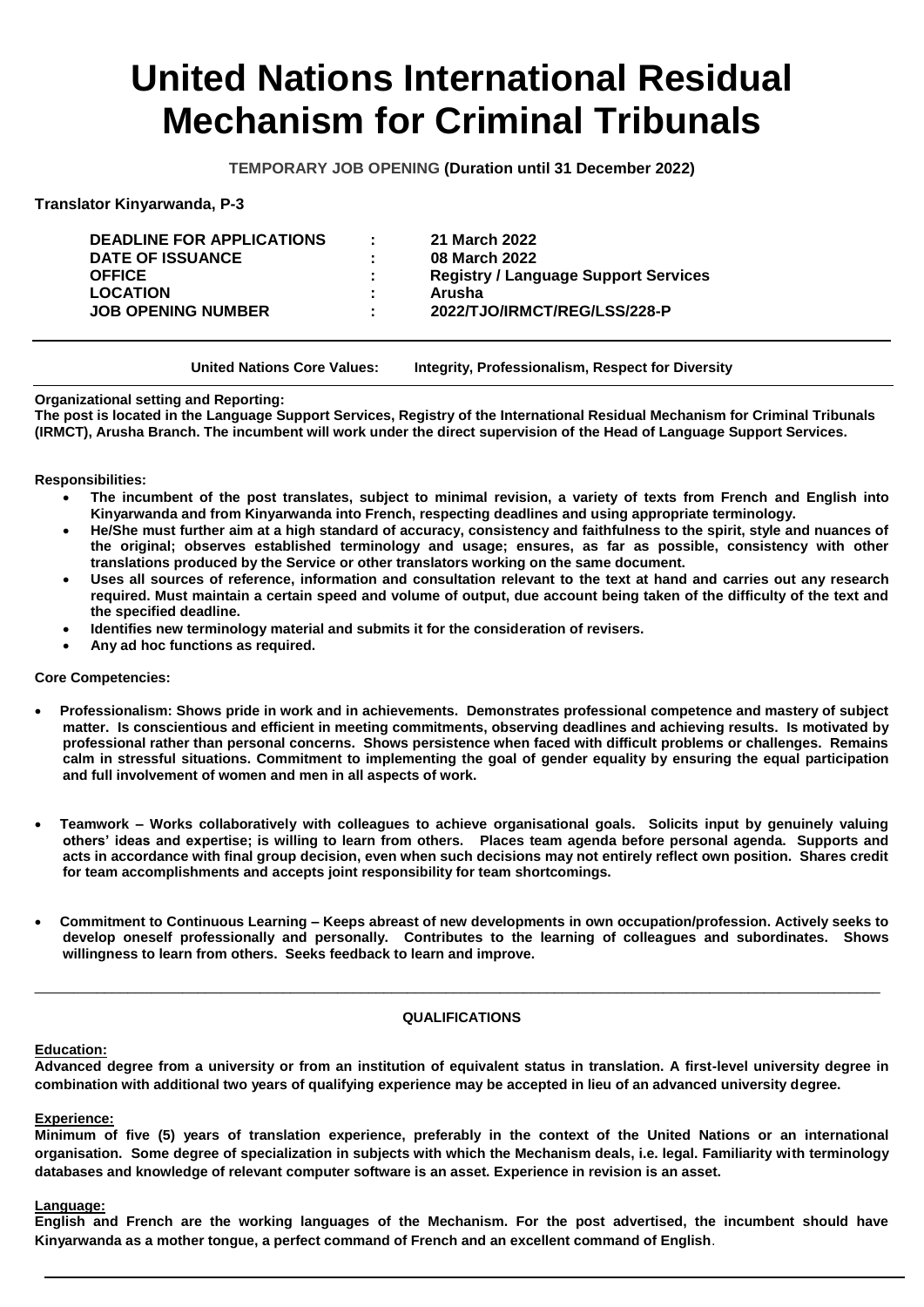# United Nations International Residual Mechanism for Criminal Tribunals

**TEMPORARY JOB OPENING (Duration until 31 December 2022)**

**Translator Kinyarwanda, P-3**

| | | |
|---|---|---|
| **DEADLINE FOR APPLICATIONS** | : | **21 March 2022** |
| **DATE OF ISSUANCE** | : | **08 March 2022** |
| **OFFICE** | : | **Registry / Language Support Services** |
| **LOCATION** | : | **Arusha** |
| **JOB OPENING NUMBER** | : | **2022/TJO/IRMCT/REG/LSS/228-P** |

**United Nations Core Values: Integrity, Professionalism, Respect for Diversity**

**Organizational setting and Reporting:**

**The post is located in the Language Support Services, Registry of the International Residual Mechanism for Criminal Tribunals (IRMCT), Arusha Branch. The incumbent will work under the direct supervision of the Head of Language Support Services.**

**Responsibilities:**

- **The incumbent of the post translates, subject to minimal revision, a variety of texts from French and English into Kinyarwanda and from Kinyarwanda into French, respecting deadlines and using appropriate terminology.**
- **He/She must further aim at a high standard of accuracy, consistency and faithfulness to the spirit, style and nuances of the original; observes established terminology and usage; ensures, as far as possible, consistency with other translations produced by the Service or other translators working on the same document.**
- **Uses all sources of reference, information and consultation relevant to the text at hand and carries out any research required. Must maintain a certain speed and volume of output, due account being taken of the difficulty of the text and the specified deadline.**
- **Identifies new terminology material and submits it for the consideration of revisers.**
- **Any ad hoc functions as required.**

**Core Competencies:**

- **Professionalism: Shows pride in work and in achievements. Demonstrates professional competence and mastery of subject matter. Is conscientious and efficient in meeting commitments, observing deadlines and achieving results. Is motivated by professional rather than personal concerns. Shows persistence when faced with difficult problems or challenges. Remains calm in stressful situations. Commitment to implementing the goal of gender equality by ensuring the equal participation and full involvement of women and men in all aspects of work.**

- **Teamwork – Works collaboratively with colleagues to achieve organisational goals. Solicits input by genuinely valuing others' ideas and expertise; is willing to learn from others. Places team agenda before personal agenda. Supports and acts in accordance with final group decision, even when such decisions may not entirely reflect own position. Shares credit for team accomplishments and accepts joint responsibility for team shortcomings.**

- **Commitment to Continuous Learning – Keeps abreast of new developments in own occupation/profession. Actively seeks to develop oneself professionally and personally. Contributes to the learning of colleagues and subordinates. Shows willingness to learn from others. Seeks feedback to learn and improve.**

---

## QUALIFICATIONS

**Education:**

**Advanced degree from a university or from an institution of equivalent status in translation. A first-level university degree in combination with additional two years of qualifying experience may be accepted in lieu of an advanced university degree.**

**Experience:**

**Minimum of five (5) years of translation experience, preferably in the context of the United Nations or an international organisation. Some degree of specialization in subjects with which the Mechanism deals, i.e. legal. Familiarity with terminology databases and knowledge of relevant computer software is an asset. Experience in revision is an asset.**

**Language:**

**English and French are the working languages of the Mechanism. For the post advertised, the incumbent should have Kinyarwanda as a mother tongue, a perfect command of French and an excellent command of English.**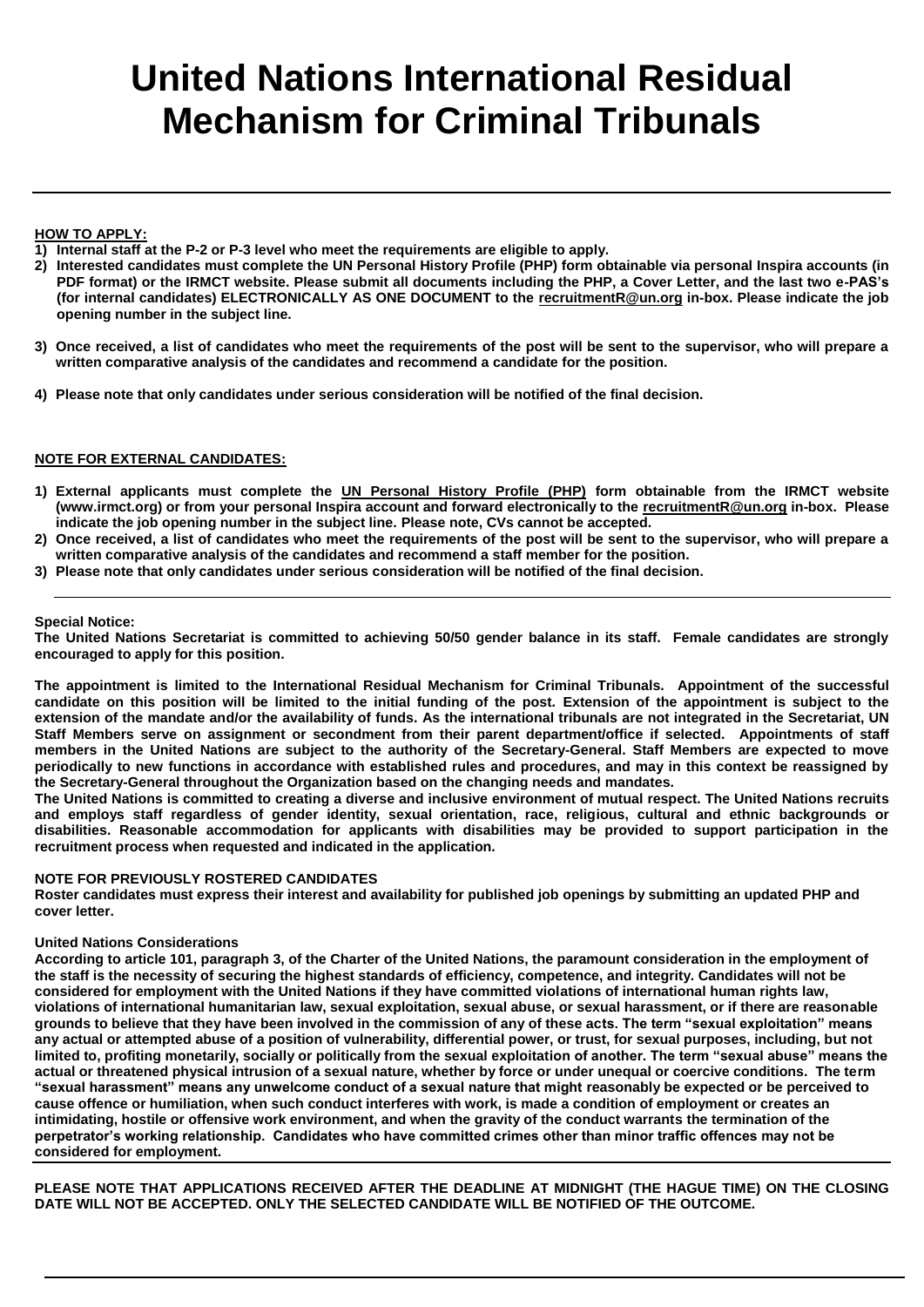# United Nations International Residual Mechanism for Criminal Tribunals

**HOW TO APPLY:**

1) **Internal staff at the P-2 or P-3 level who meet the requirements are eligible to apply.**
2) **Interested candidates must complete the UN Personal History Profile (PHP) form obtainable via personal Inspira accounts (in PDF format) or the IRMCT website. Please submit all documents including the PHP, a Cover Letter, and the last two e-PAS's (for internal candidates) ELECTRONICALLY AS ONE DOCUMENT to the recruitmentR@un.org in-box. Please indicate the job opening number in the subject line.**
3) **Once received, a list of candidates who meet the requirements of the post will be sent to the supervisor, who will prepare a written comparative analysis of the candidates and recommend a candidate for the position.**
4) **Please note that only candidates under serious consideration will be notified of the final decision.**

**NOTE FOR EXTERNAL CANDIDATES:**

1) **External applicants must complete the UN Personal History Profile (PHP) form obtainable from the IRMCT website (www.irmct.org) or from your personal Inspira account and forward electronically to the recruitmentR@un.org in-box. Please indicate the job opening number in the subject line. Please note, CVs cannot be accepted.**
2) **Once received, a list of candidates who meet the requirements of the post will be sent to the supervisor, who will prepare a written comparative analysis of the candidates and recommend a staff member for the position.**
3) **Please note that only candidates under serious consideration will be notified of the final decision.**

**Special Notice:**

**The United Nations Secretariat is committed to achieving 50/50 gender balance in its staff. Female candidates are strongly encouraged to apply for this position.**

**The appointment is limited to the International Residual Mechanism for Criminal Tribunals. Appointment of the successful candidate on this position will be limited to the initial funding of the post. Extension of the appointment is subject to the extension of the mandate and/or the availability of funds. As the international tribunals are not integrated in the Secretariat, UN Staff Members serve on assignment or secondment from their parent department/office if selected. Appointments of staff members in the United Nations are subject to the authority of the Secretary-General. Staff Members are expected to move periodically to new functions in accordance with established rules and procedures, and may in this context be reassigned by the Secretary-General throughout the Organization based on the changing needs and mandates.**

**The United Nations is committed to creating a diverse and inclusive environment of mutual respect. The United Nations recruits and employs staff regardless of gender identity, sexual orientation, race, religious, cultural and ethnic backgrounds or disabilities. Reasonable accommodation for applicants with disabilities may be provided to support participation in the recruitment process when requested and indicated in the application.**

**NOTE FOR PREVIOUSLY ROSTERED CANDIDATES**

**Roster candidates must express their interest and availability for published job openings by submitting an updated PHP and cover letter.**

**United Nations Considerations**

**According to article 101, paragraph 3, of the Charter of the United Nations, the paramount consideration in the employment of the staff is the necessity of securing the highest standards of efficiency, competence, and integrity. Candidates will not be considered for employment with the United Nations if they have committed violations of international human rights law, violations of international humanitarian law, sexual exploitation, sexual abuse, or sexual harassment, or if there are reasonable grounds to believe that they have been involved in the commission of any of these acts. The term "sexual exploitation" means any actual or attempted abuse of a position of vulnerability, differential power, or trust, for sexual purposes, including, but not limited to, profiting monetarily, socially or politically from the sexual exploitation of another. The term "sexual abuse" means the actual or threatened physical intrusion of a sexual nature, whether by force or under unequal or coercive conditions. The term "sexual harassment" means any unwelcome conduct of a sexual nature that might reasonably be expected or be perceived to cause offence or humiliation, when such conduct interferes with work, is made a condition of employment or creates an intimidating, hostile or offensive work environment, and when the gravity of the conduct warrants the termination of the perpetrator's working relationship. Candidates who have committed crimes other than minor traffic offences may not be considered for employment.**

**PLEASE NOTE THAT APPLICATIONS RECEIVED AFTER THE DEADLINE AT MIDNIGHT (THE HAGUE TIME) ON THE CLOSING DATE WILL NOT BE ACCEPTED. ONLY THE SELECTED CANDIDATE WILL BE NOTIFIED OF THE OUTCOME.**